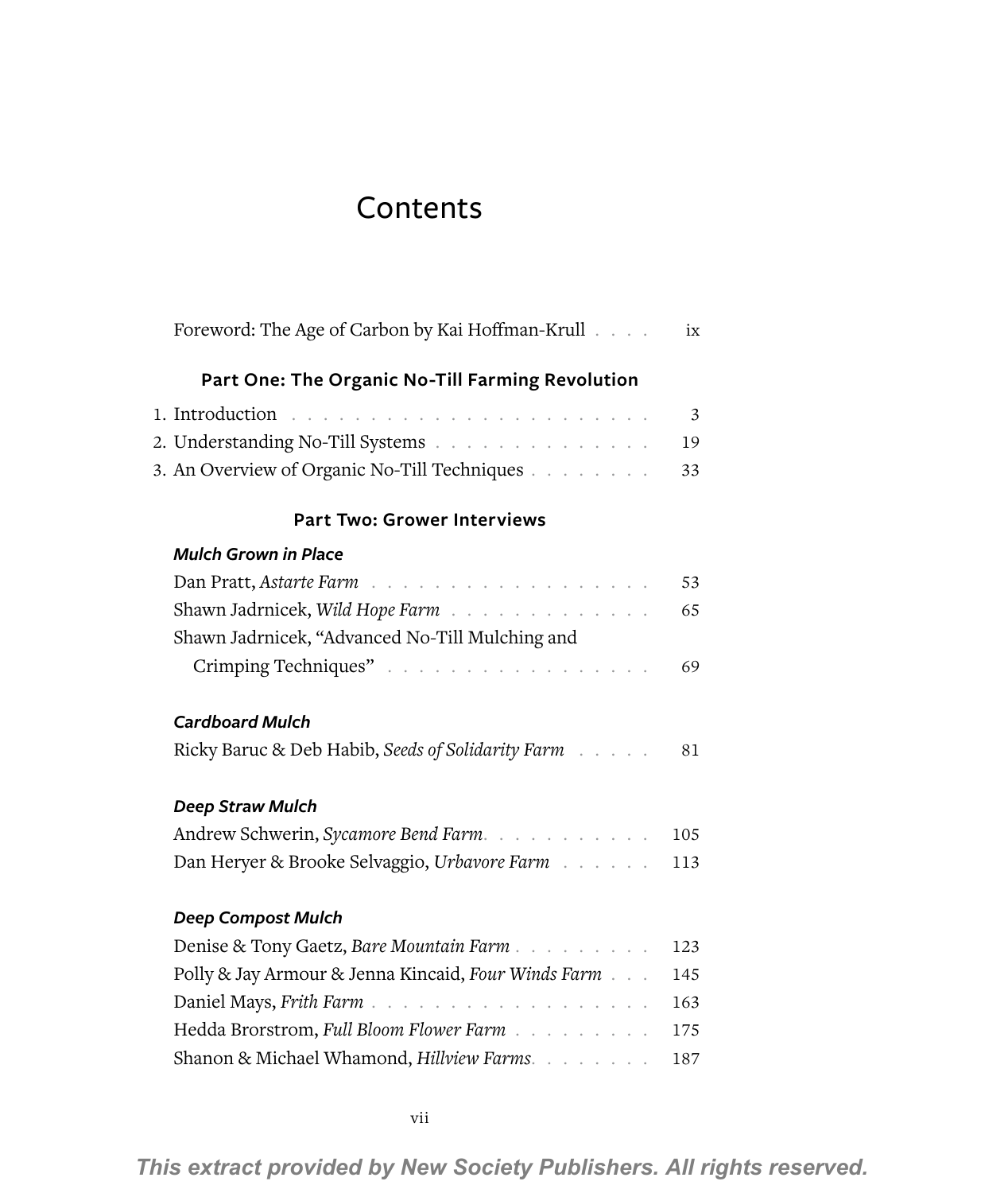# Contents

Foreword: The Age of Carbon by Kai Hoffman-Krull . . . . ix

## Part One: The Organic No-Till Farming Revolution

1. Introduction . . . . . . . . . . . . . . . . . . . . . . . 3
2. Understanding No-Till Systems . . . . . . . . . . . . . . 19
3. An Overview of Organic No-Till Techniques . . . . . . . . 33

## Part Two: Grower Interviews

### *Mulch Grown in Place*

Dan Pratt, *Astarte Farm* . . . . . . . . . . . . . . . . . 53

Shawn Jadrnicek, *Wild Hope Farm* . . . . . . . . . . . . . 65

Shawn Jadrnicek, “Advanced No-Till Mulching and Crimping Techniques” . . . . . . . . . . . . . . . . . 69

### *Cardboard Mulch*

Ricky Baruc & Deb Habib, *Seeds of Solidarity Farm* . . . . . 81

### *Deep Straw Mulch*

Andrew Schwerin, *Sycamore Bend Farm*. . . . . . . . . . . 105

Dan Heryer & Brooke Selvaggio, *Urbavore Farm* . . . . . . 113

### *Deep Compost Mulch*

Denise & Tony Gaetz, *Bare Mountain Farm* . . . . . . . . . 123

Polly & Jay Armour & Jenna Kincaid, *Four Winds Farm* . . . 145

Daniel Mays, *Frith Farm* . . . . . . . . . . . . . . . . . 163

Hedda Brorstrom, *Full Bloom Flower Farm* . . . . . . . . . 175

Shanon & Michael Whamond, *Hillview Farms*. . . . . . . . 187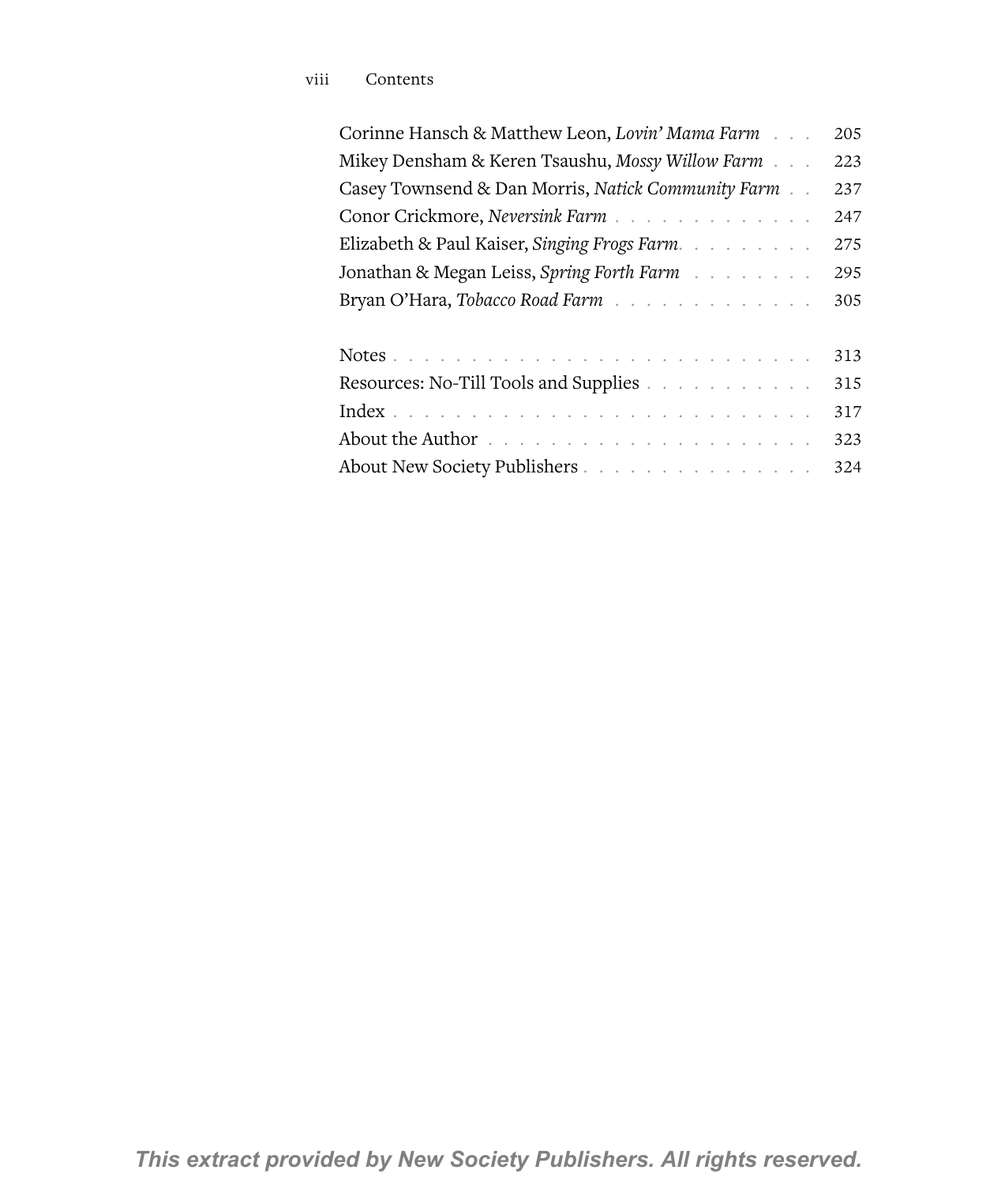Corinne Hansch & Matthew Leon, *Lovin' Mama Farm* . . . 205
Mikey Densham & Keren Tsaushu, *Mossy Willow Farm* . . . 223
Casey Townsend & Dan Morris, *Natick Community Farm* . . 237
Conor Crickmore, *Neversink Farm* . . . . . . . . . . . . . 247
Elizabeth & Paul Kaiser, *Singing Frogs Farm*. . . . . . . . . 275
Jonathan & Megan Leiss, *Spring Forth Farm* . . . . . . . . 295
Bryan O'Hara, *Tobacco Road Farm* . . . . . . . . . . . . . 305

Notes . . . . . . . . . . . . . . . . . . . . . . . . . . . 313
Resources: No-Till Tools and Supplies . . . . . . . . . . . 315
Index . . . . . . . . . . . . . . . . . . . . . . . . . . . 317
About the Author . . . . . . . . . . . . . . . . . . . . . 323
About New Society Publishers . . . . . . . . . . . . . . . 324

This extract provided by New Society Publishers. All rights reserved.